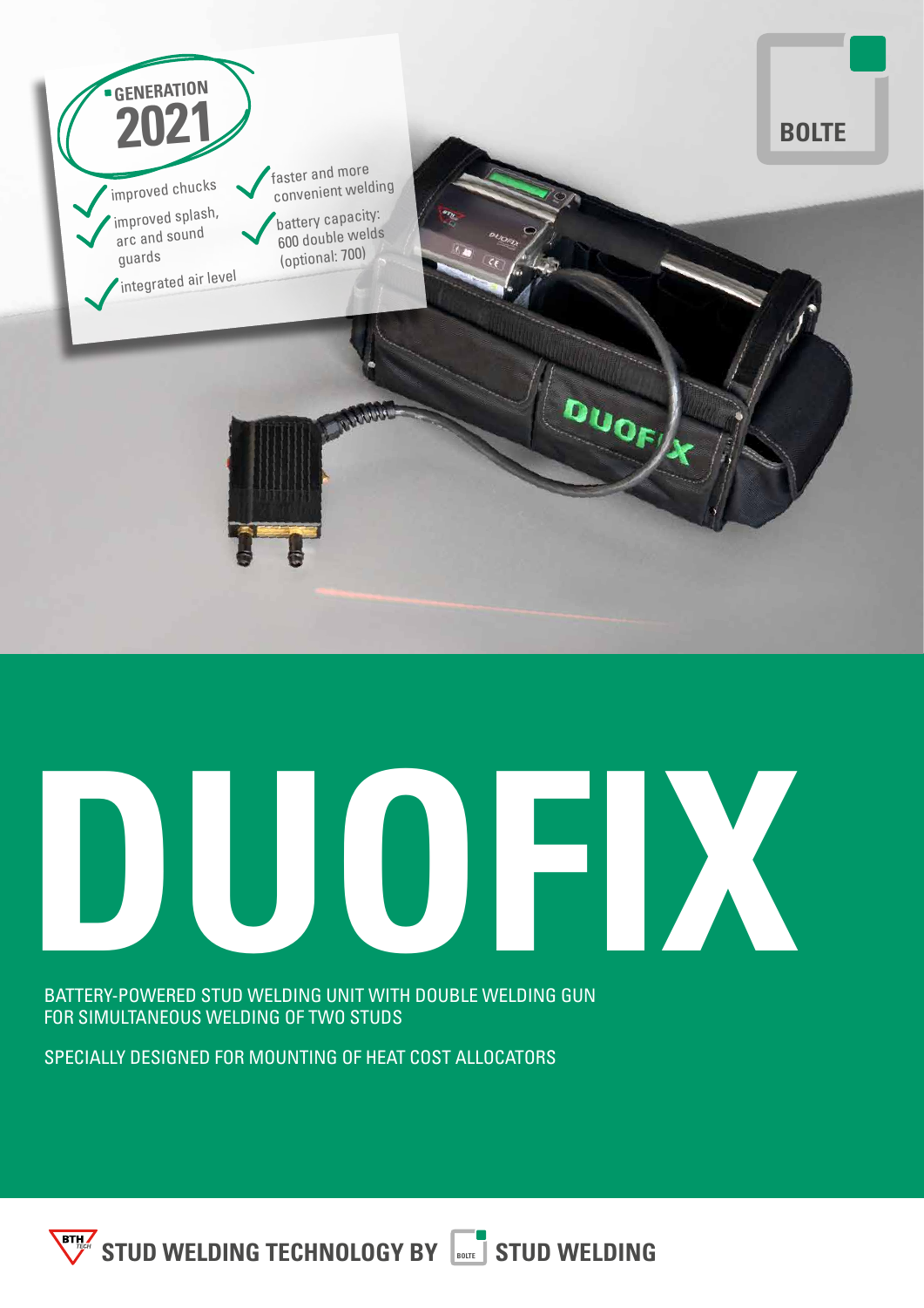**GENERATION 2021**

- improved chucks
- improved splash, arc and sound guards
- integrated air level
- faster and more convenient welding
- battery capacity: 600 double welds (optional: 700)

BOLTE

# DUOFIX

BATTERY-POWERED STUD WELDING UNIT WITH DOUBLE WELDING GUN FOR SIMULTANEOUS WELDING OF TWO STUDS

SPECIALLY DESIGNED FOR MOUNTING OF HEAT COST ALLOCATORS

STUD WELDING TECHNOLOGY BY BOLTE STUD WELDING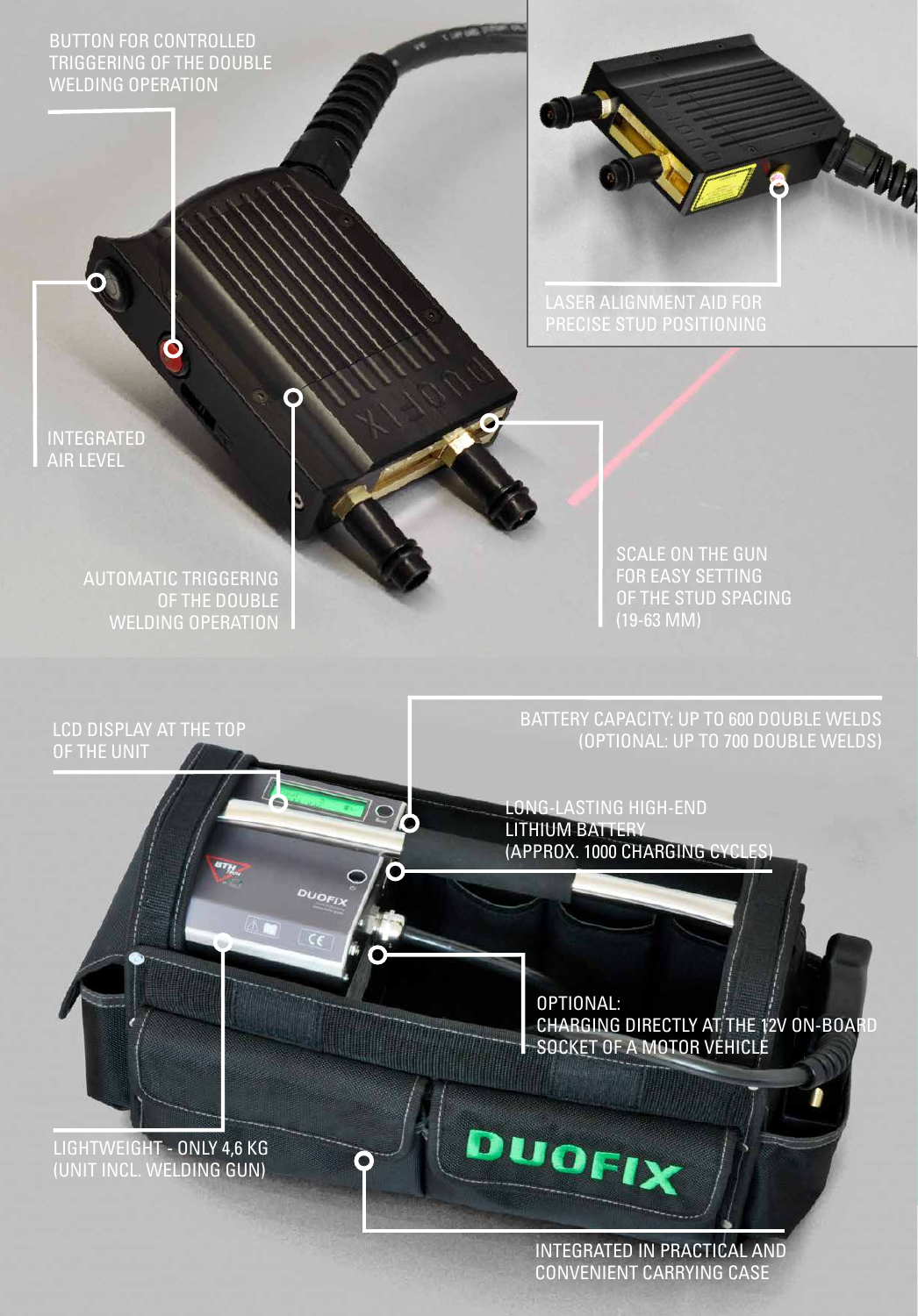BUTTON FOR CONTROLLED TRIGGERING OF THE DOUBLE WELDING OPERATION

LASER ALIGNMENT AID FOR PRECISE STUD POSITIONING

INTEGRATED AIR LEVEL

AUTOMATIC TRIGGERING OF THE DOUBLE WELDING OPERATION

SCALE ON THE GUN FOR EASY SETTING OF THE STUD SPACING (19-63 MM)

LCD DISPLAY AT THE TOP OF THE UNIT

BATTERY CAPACITY: UP TO 600 DOUBLE WELDS (OPTIONAL: UP TO 700 DOUBLE WELDS)

LONG-LASTING HIGH-END LITHIUM BATTERY (APPROX. 1000 CHARGING CYCLES)

OPTIONAL: CHARGING DIRECTLY AT THE 12V ON-BOARD SOCKET OF A MOTOR VEHICLE

LIGHTWEIGHT - ONLY 4,6 KG (UNIT INCL. WELDING GUN)

INTEGRATED IN PRACTICAL AND CONVENIENT CARRYING CASE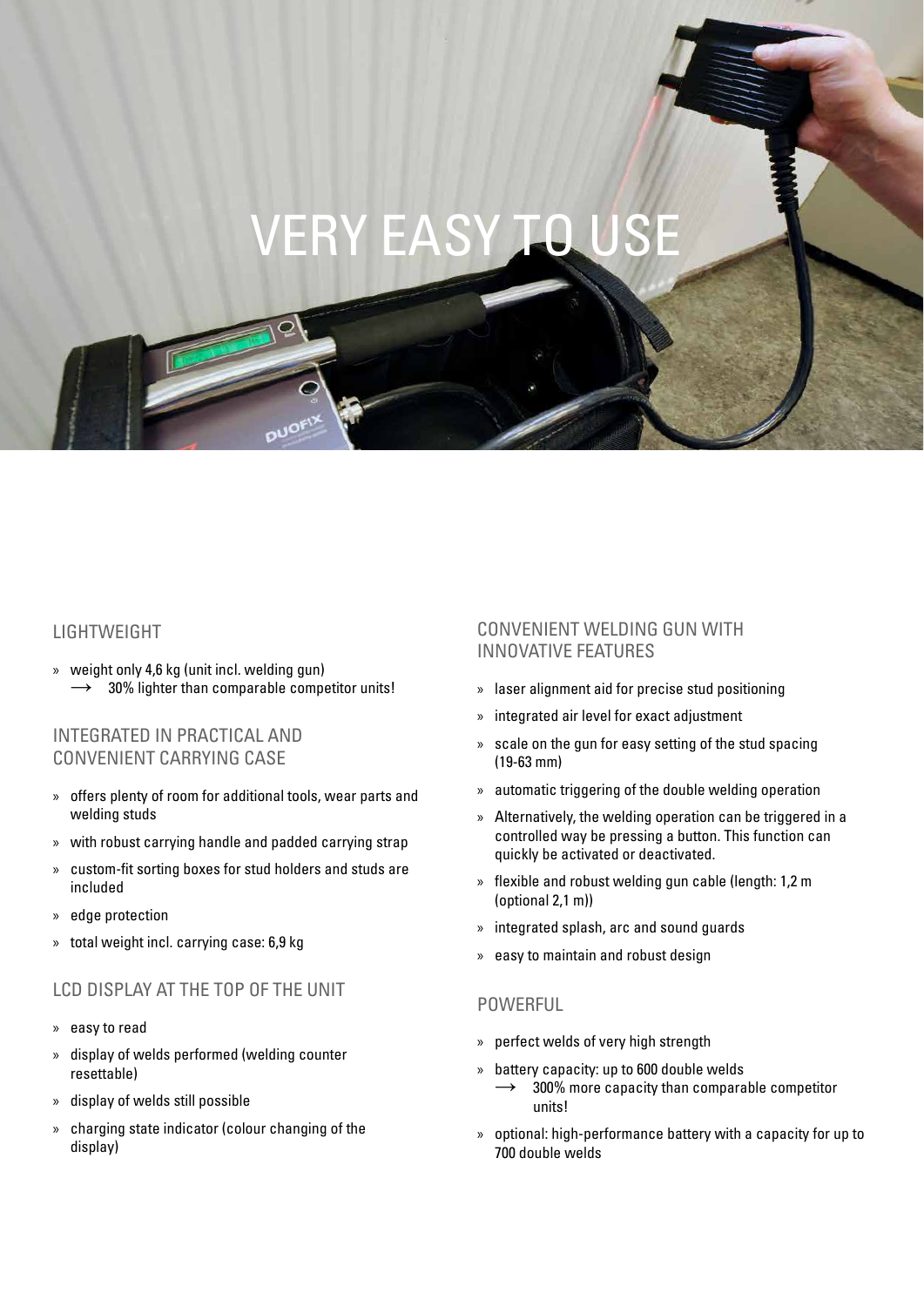# VERY EASY TO USE

## LIGHTWEIGHT

- weight only 4,6 kg (unit incl. welding gun)
  → 30% lighter than comparable competitor units!

## INTEGRATED IN PRACTICAL AND CONVENIENT CARRYING CASE

- offers plenty of room for additional tools, wear parts and welding studs
- with robust carrying handle and padded carrying strap
- custom-fit sorting boxes for stud holders and studs are included
- edge protection
- total weight incl. carrying case: 6,9 kg

## LCD DISPLAY AT THE TOP OF THE UNIT

- easy to read
- display of welds performed (welding counter resettable)
- display of welds still possible
- charging state indicator (colour changing of the display)

## CONVENIENT WELDING GUN WITH INNOVATIVE FEATURES

- laser alignment aid for precise stud positioning
- integrated air level for exact adjustment
- scale on the gun for easy setting of the stud spacing (19-63 mm)
- automatic triggering of the double welding operation
- Alternatively, the welding operation can be triggered in a controlled way be pressing a button. This function can quickly be activated or deactivated.
- flexible and robust welding gun cable (length: 1,2 m (optional 2,1 m))
- integrated splash, arc and sound guards
- easy to maintain and robust design

## POWERFUL

- perfect welds of very high strength
- battery capacity: up to 600 double welds
  → 300% more capacity than comparable competitor units!
- optional: high-performance battery with a capacity for up to 700 double welds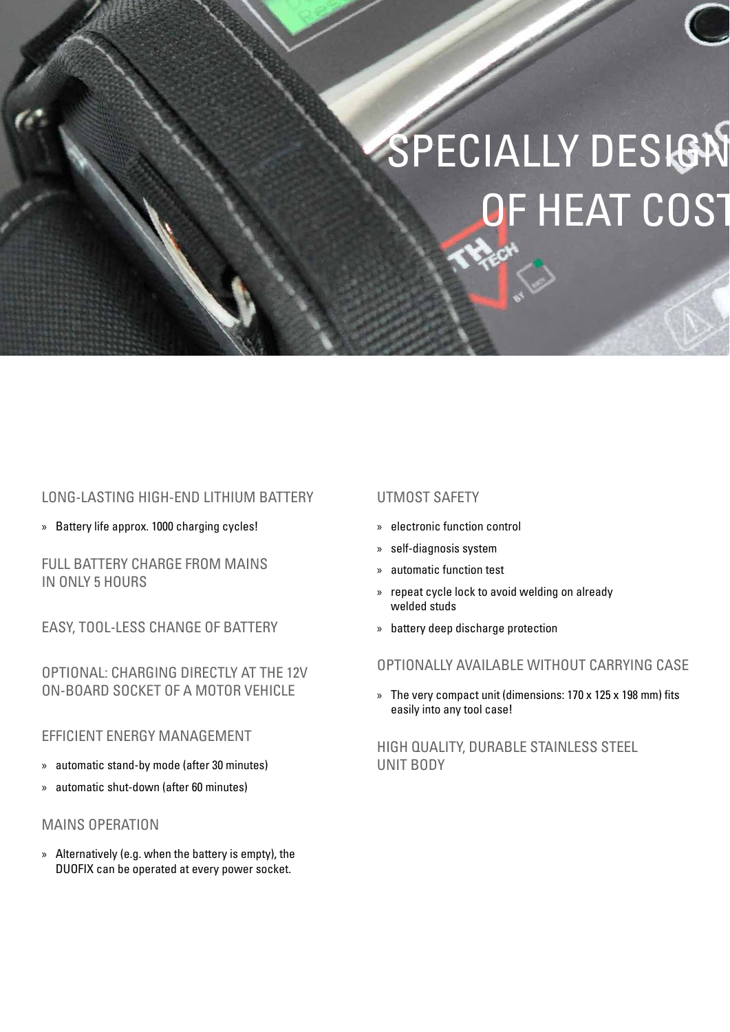# SPECIALLY DESIGN
# OF HEAT COST

## LONG-LASTING HIGH-END LITHIUM BATTERY

» Battery life approx. 1000 charging cycles!

## FULL BATTERY CHARGE FROM MAINS IN ONLY 5 HOURS

## EASY, TOOL-LESS CHANGE OF BATTERY

## OPTIONAL: CHARGING DIRECTLY AT THE 12V ON-BOARD SOCKET OF A MOTOR VEHICLE

## EFFICIENT ENERGY MANAGEMENT

» automatic stand-by mode (after 30 minutes)

» automatic shut-down (after 60 minutes)

## MAINS OPERATION

» Alternatively (e.g. when the battery is empty), the DUOFIX can be operated at every power socket.

## UTMOST SAFETY

» electronic function control

» self-diagnosis system

» automatic function test

» repeat cycle lock to avoid welding on already welded studs

» battery deep discharge protection

## OPTIONALLY AVAILABLE WITHOUT CARRYING CASE

» The very compact unit (dimensions: 170 x 125 x 198 mm) fits easily into any tool case!

## HIGH QUALITY, DURABLE STAINLESS STEEL UNIT BODY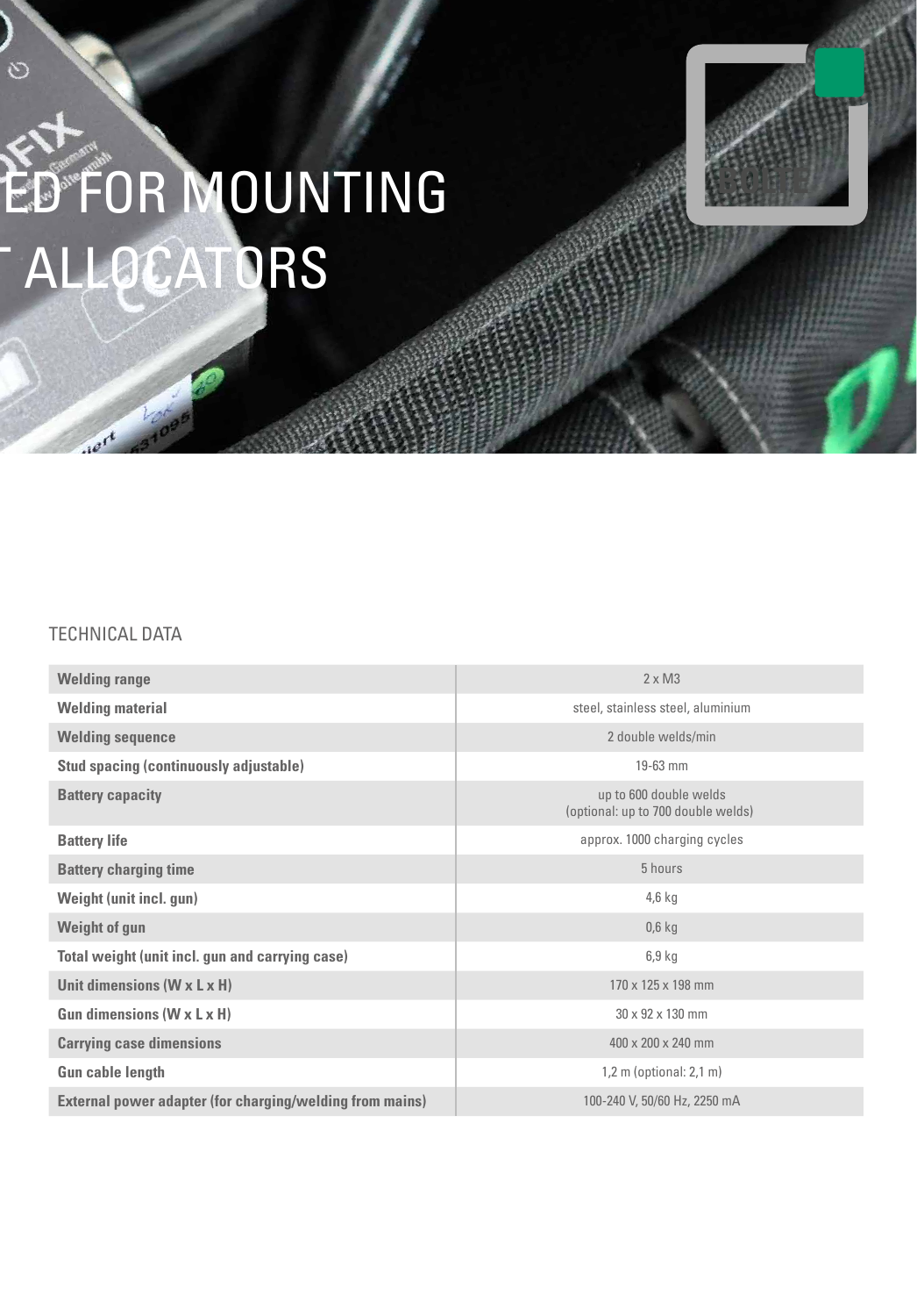# ED FOR MOUNTING
# ALLOCATORS

## TECHNICAL DATA

| | |
|---|---|
| **Welding range** | 2 x M3 |
| **Welding material** | steel, stainless steel, aluminium |
| **Welding sequence** | 2 double welds/min |
| **Stud spacing (continuously adjustable)** | 19-63 mm |
| **Battery capacity** | up to 600 double welds (optional: up to 700 double welds) |
| **Battery life** | approx. 1000 charging cycles |
| **Battery charging time** | 5 hours |
| **Weight (unit incl. gun)** | 4,6 kg |
| **Weight of gun** | 0,6 kg |
| **Total weight (unit incl. gun and carrying case)** | 6,9 kg |
| **Unit dimensions (W x L x H)** | 170 x 125 x 198 mm |
| **Gun dimensions (W x L x H)** | 30 x 92 x 130 mm |
| **Carrying case dimensions** | 400 x 200 x 240 mm |
| **Gun cable length** | 1,2 m (optional: 2,1 m) |
| **External power adapter (for charging/welding from mains)** | 100-240 V, 50/60 Hz, 2250 mA |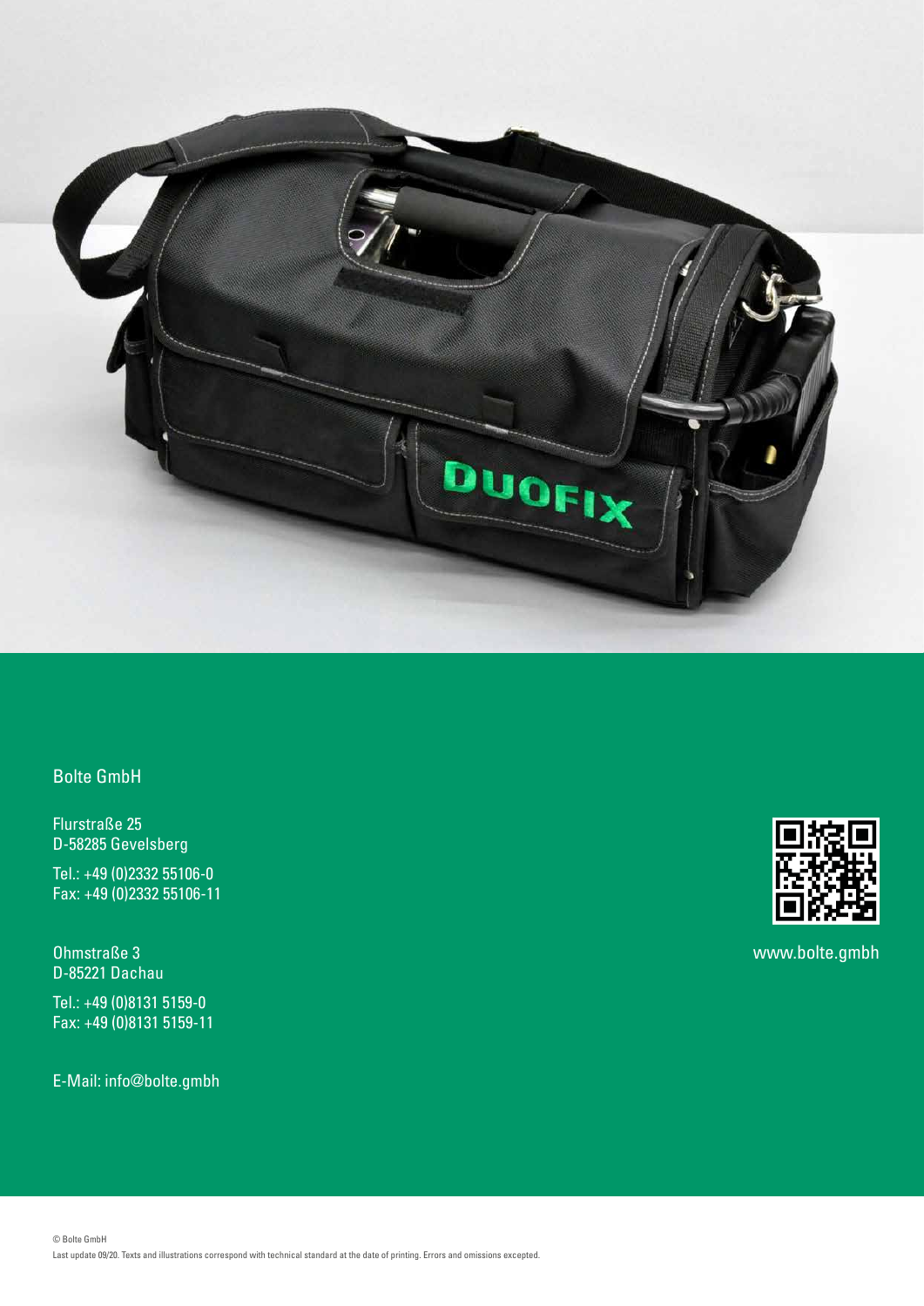Bolte GmbH

Flurstraße 25
D-58285 Gevelsberg

Tel.: +49 (0)2332 55106-0
Fax: +49 (0)2332 55106-11

Ohmstraße 3
D-85221 Dachau

Tel.: +49 (0)8131 5159-0
Fax: +49 (0)8131 5159-11

E-Mail: info@bolte.gmbh

www.bolte.gmbh

© Bolte GmbH
Last update 09/20. Texts and illustrations correspond with technical standard at the date of printing. Errors and omissions excepted.